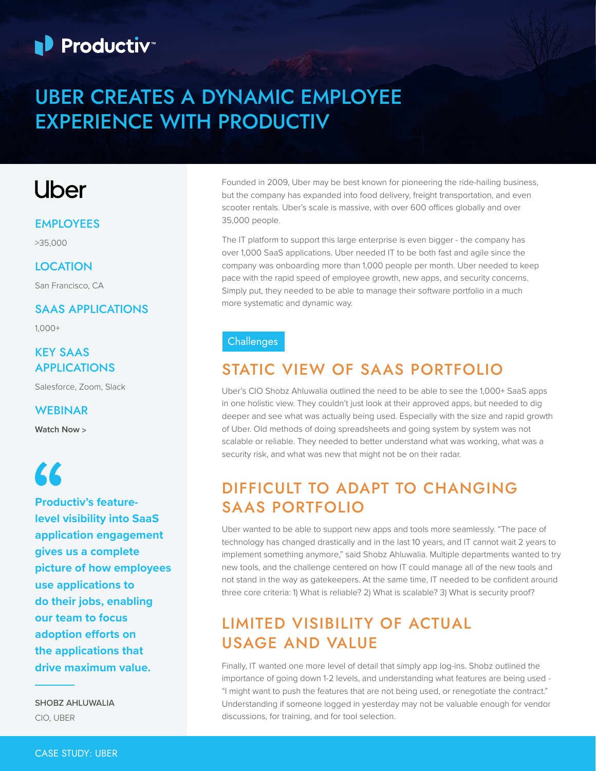# UBER CREATES A DYNAMIC EMPLOYEE EXPERIENCE WITH PRODUCTIV

## Uber

### EMPLOYEES

>35,000

### LOCATION

San Francisco, CA

### SAAS APPLICATIONS

1,000+

### KEY SAAS APPLICATIONS

Salesforce, Zoom, Slack

### WEBINAR

Watch Now >

> **Productiv's feature-level visibility into SaaS application engagement gives us a complete picture of how employees use applications to do their jobs, enabling our team to focus adoption efforts on the applications that drive maximum value.**
>
> SHOBZ AHLUWALIA
> CIO, UBER

Founded in 2009, Uber may be best known for pioneering the ride-hailing business, but the company has expanded into food delivery, freight transportation, and even scooter rentals. Uber's scale is massive, with over 600 offices globally and over 35,000 people.

The IT platform to support this large enterprise is even bigger - the company has over 1,000 SaaS applications. Uber needed IT to be both fast and agile since the company was onboarding more than 1,000 people per month. Uber needed to keep pace with the rapid speed of employee growth, new apps, and security concerns. Simply put, they needed to be able to manage their software portfolio in a much more systematic and dynamic way.

Challenges

## STATIC VIEW OF SAAS PORTFOLIO

Uber's CIO Shobz Ahluwalia outlined the need to be able to see the 1,000+ SaaS apps in one holistic view. They couldn't just look at their approved apps, but needed to dig deeper and see what was actually being used. Especially with the size and rapid growth of Uber. Old methods of doing spreadsheets and going system by system was not scalable or reliable. They needed to better understand what was working, what was a security risk, and what was new that might not be on their radar.

## DIFFICULT TO ADAPT TO CHANGING SAAS PORTFOLIO

Uber wanted to be able to support new apps and tools more seamlessly. "The pace of technology has changed drastically and in the last 10 years, and IT cannot wait 2 years to implement something anymore," said Shobz Ahluwalia. Multiple departments wanted to try new tools, and the challenge centered on how IT could manage all of the new tools and not stand in the way as gatekeepers. At the same time, IT needed to be confident around three core criteria: 1) What is reliable? 2) What is scalable? 3) What is security proof?

## LIMITED VISIBILITY OF ACTUAL USAGE AND VALUE

Finally, IT wanted one more level of detail that simply app log-ins. Shobz outlined the importance of going down 1-2 levels, and understanding what features are being used - "I might want to push the features that are not being used, or renegotiate the contract." Understanding if someone logged in yesterday may not be valuable enough for vendor discussions, for training, and for tool selection.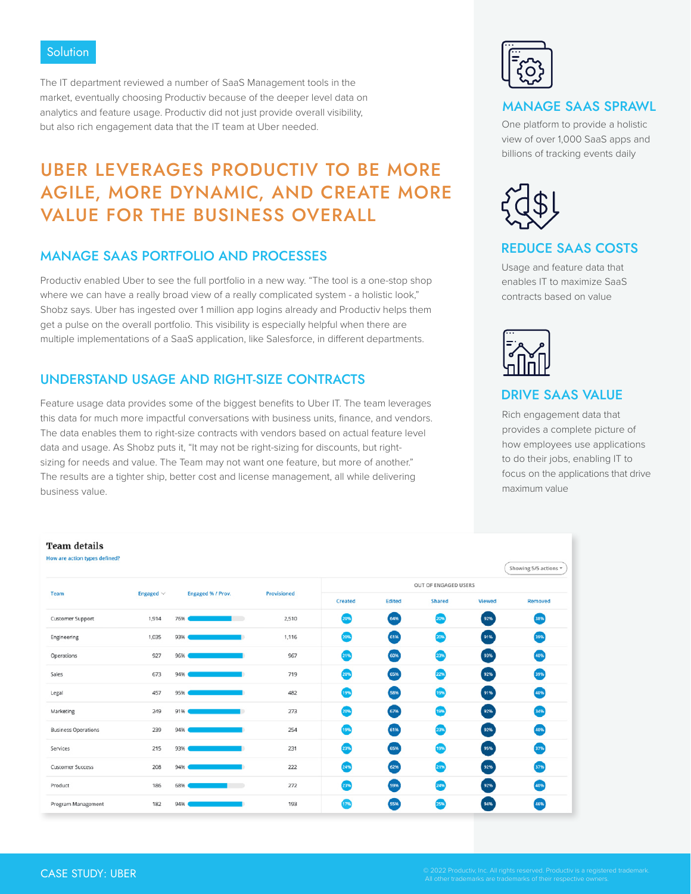## Solution

The IT department reviewed a number of SaaS Management tools in the market, eventually choosing Productiv because of the deeper level data on analytics and feature usage. Productiv did not just provide overall visibility, but also rich engagement data that the IT team at Uber needed.

# UBER LEVERAGES PRODUCTIV TO BE MORE AGILE, MORE DYNAMIC, AND CREATE MORE VALUE FOR THE BUSINESS OVERALL

## MANAGE SAAS PORTFOLIO AND PROCESSES

Productiv enabled Uber to see the full portfolio in a new way. “The tool is a one-stop shop where we can have a really broad view of a really complicated system - a holistic look,” Shobz says. Uber has ingested over 1 million app logins already and Productiv helps them get a pulse on the overall portfolio. This visibility is especially helpful when there are multiple implementations of a SaaS application, like Salesforce, in different departments.

## UNDERSTAND USAGE AND RIGHT-SIZE CONTRACTS

Feature usage data provides some of the biggest benefits to Uber IT. The team leverages this data for much more impactful conversations with business units, finance, and vendors. The data enables them to right-size contracts with vendors based on actual feature level data and usage. As Shobz puts it, “It may not be right-sizing for discounts, but right-sizing for needs and value. The Team may not want one feature, but more of another.” The results are a tighter ship, better cost and license management, all while delivering business value.

### MANAGE SAAS SPRAWL

One platform to provide a holistic view of over 1,000 SaaS apps and billions of tracking events daily

### REDUCE SAAS COSTS

Usage and feature data that enables IT to maximize SaaS contracts based on value

### DRIVE SAAS VALUE

Rich engagement data that provides a complete picture of how employees use applications to do their jobs, enabling IT to focus on the applications that drive maximum value

**Team details**

How are action types defined?

Showing 5/5 actions

| Team | Engaged | Engaged % / Prov. | Provisioned | OUT OF ENGAGED USERS | | | | |
|---|---|---|---|---|---|---|---|---|
| | | | | Created | Edited | Shared | Viewed | Removed |
| Customer Support | 1,914 | 76% | 2,510 | 20% | 64% | 20% | 92% | 38% |
| Engineering | 1,035 | 93% | 1,116 | 20% | 61% | 20% | 91% | 39% |
| Operations | 927 | 96% | 967 | 21% | 60% | 23% | 93% | 40% |
| Sales | 673 | 94% | 719 | 20% | 65% | 22% | 92% | 39% |
| Legal | 457 | 95% | 482 | 19% | 58% | 19% | 91% | 40% |
| Marketing | 249 | 91% | 273 | 20% | 67% | 19% | 92% | 34% |
| Business Operations | 239 | 94% | 254 | 19% | 61% | 23% | 92% | 40% |
| Services | 215 | 93% | 231 | 23% | 65% | 19% | 95% | 37% |
| Customer Success | 208 | 94% | 222 | 24% | 62% | 21% | 92% | 37% |
| Product | 186 | 68% | 272 | 23% | 59% | 24% | 92% | 40% |
| Program Management | 182 | 94% | 193 | 17% | 55% | 25% | 94% | 46% |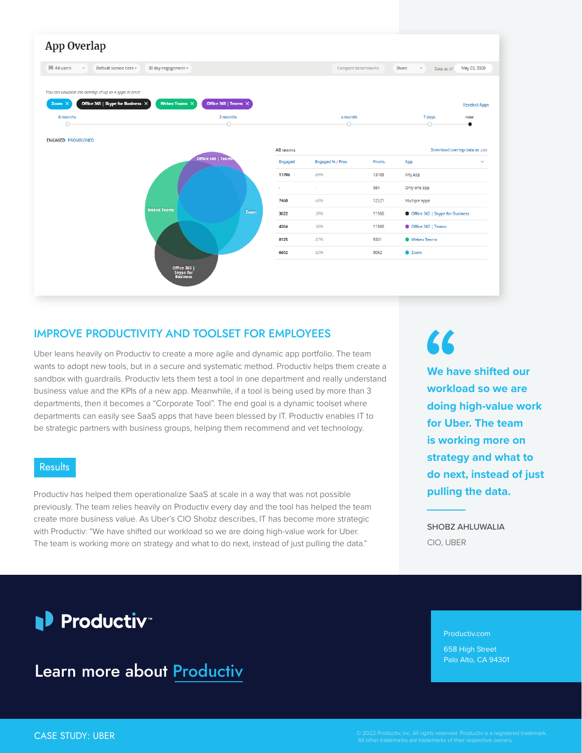## App Overlap

All users | Default license tiers | 30 day engagement | Compare benchmarks | Share | Data as of May 03, 2020

*You can visualize the overlap of up to 4 apps at once*

Zoom | Office 365 | Skype for Business | Webex Teams | Office 365 | Teams

Reselect Apps

6 months | 3 months | a month | 7 days | now

ENGAGED PROVISIONED

Office 365 | Teams
Webex Teams
Zoom
Office 365 | Skype for Business

All teams

Download overlap data as .csv

| Engaged | Engaged % / Prov | Provis. | App |
|---|---|---|---|
| 11706 | 89% | 13105 | Any app |
| - | - | 584 | Only one app |
| 7460 | 60% | 12521 | Multiple apps |
| 3622 | 30% | 11966 | Office 365 \| Skype for Business |
| 4264 | 36% | 11966 | Office 365 \| Teams |
| 8125 | 87% | 9301 | Webex Teams |
| 6602 | 82% | 8092 | Zoom |

## IMPROVE PRODUCTIVITY AND TOOLSET FOR EMPLOYEES

Uber leans heavily on Productiv to create a more agile and dynamic app portfolio. The team wants to adopt new tools, but in a secure and systematic method. Productiv helps them create a sandbox with guardrails. Productiv lets them test a tool in one department and really understand business value and the KPIs of a new app. Meanwhile, if a tool is being used by more than 3 departments, then it becomes a "Corporate Tool". The end goal is a dynamic toolset where departments can easily see SaaS apps that have been blessed by IT. Productiv enables IT to be strategic partners with business groups, helping them recommend and vet technology.

### Results

Productiv has helped them operationalize SaaS at scale in a way that was not possible previously. The team relies heavily on Productiv every day and the tool has helped the team create more business value. As Uber's CIO Shobz describes, IT has become more strategic with Productiv: "We have shifted our workload so we are doing high-value work for Uber. The team is working more on strategy and what to do next, instead of just pulling the data."

> **We have shifted our workload so we are doing high-value work for Uber. The team is working more on strategy and what to do next, instead of just pulling the data.**
>
> SHOBZ AHLUWALIA
> CIO, UBER

**Productiv™**

Learn more about Productiv

Productiv.com

658 High Street
Palo Alto, CA 94301

CASE STUDY: UBER

© 2022 Productiv, Inc. All rights reserved. Productiv is a registered trademark. All other trademarks are trademarks of their respective owners.